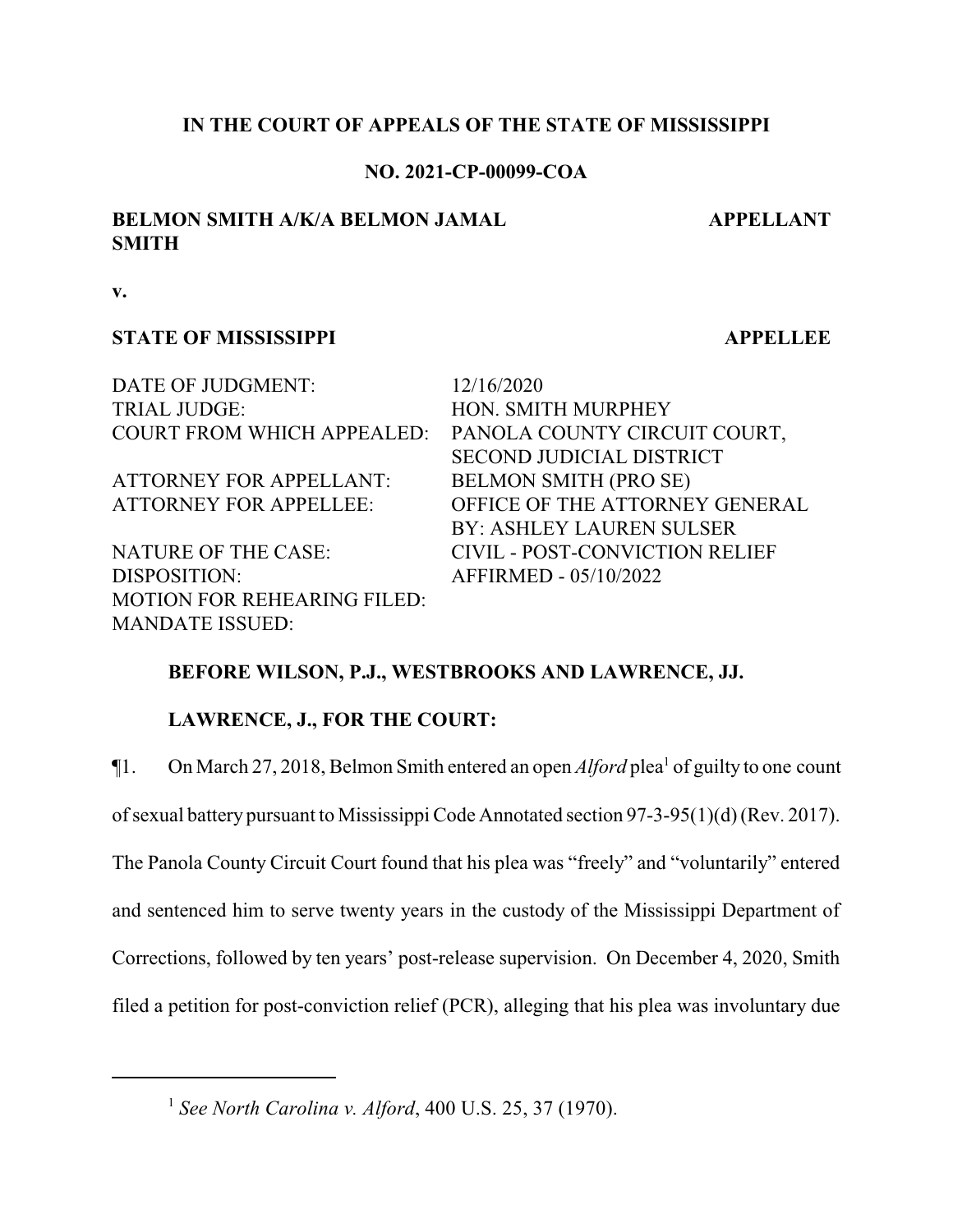**IN THE COURT OF APPEALS OF THE STATE OF MISSISSIPPI**

**NO. 2021-CP-00099-COA**

| | |
|---|---|
| **BELMON SMITH A/K/A BELMON JAMAL SMITH** | **APPELLANT** |

**v.**

| | |
|---|---|
| **STATE OF MISSISSIPPI** | **APPELLEE** |

| | |
|---|---|
| DATE OF JUDGMENT: | 12/16/2020 |
| TRIAL JUDGE: | HON. SMITH MURPHEY |
| COURT FROM WHICH APPEALED: | PANOLA COUNTY CIRCUIT COURT, SECOND JUDICIAL DISTRICT |
| ATTORNEY FOR APPELLANT: | BELMON SMITH (PRO SE) |
| ATTORNEY FOR APPELLEE: | OFFICE OF THE ATTORNEY GENERAL BY: ASHLEY LAUREN SULSER |
| NATURE OF THE CASE: | CIVIL - POST-CONVICTION RELIEF |
| DISPOSITION: | AFFIRMED - 05/10/2022 |
| MOTION FOR REHEARING FILED: | |
| MANDATE ISSUED: | |

**BEFORE WILSON, P.J., WESTBROOKS AND LAWRENCE, JJ.**

**LAWRENCE, J., FOR THE COURT:**

¶1. On March 27, 2018, Belmon Smith entered an open *Alford* plea[1] of guilty to one count of sexual battery pursuant to Mississippi Code Annotated section 97-3-95(1)(d) (Rev. 2017). The Panola County Circuit Court found that his plea was "freely" and "voluntarily" entered and sentenced him to serve twenty years in the custody of the Mississippi Department of Corrections, followed by ten years' post-release supervision. On December 4, 2020, Smith filed a petition for post-conviction relief (PCR), alleging that his plea was involuntary due

[1] *See North Carolina v. Alford*, 400 U.S. 25, 37 (1970).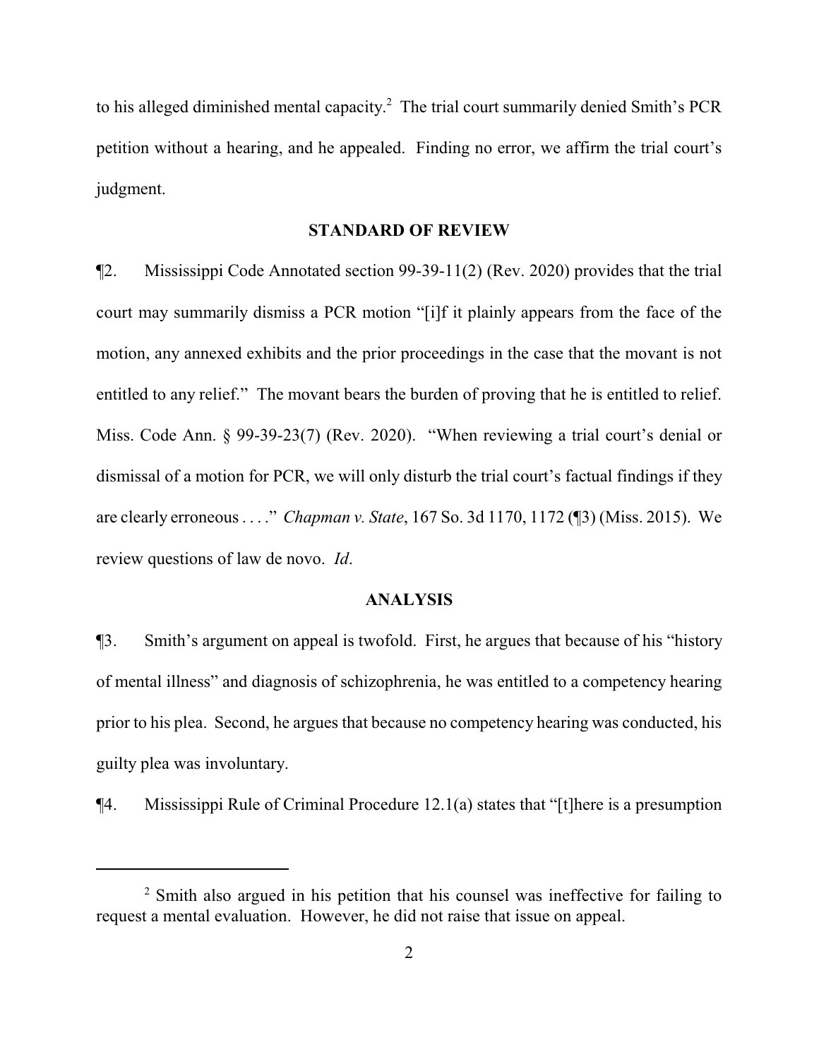to his alleged diminished mental capacity.[2] The trial court summarily denied Smith's PCR petition without a hearing, and he appealed. Finding no error, we affirm the trial court's judgment.

## STANDARD OF REVIEW

¶2. Mississippi Code Annotated section 99-39-11(2) (Rev. 2020) provides that the trial court may summarily dismiss a PCR motion "[i]f it plainly appears from the face of the motion, any annexed exhibits and the prior proceedings in the case that the movant is not entitled to any relief." The movant bears the burden of proving that he is entitled to relief. Miss. Code Ann. § 99-39-23(7) (Rev. 2020). "When reviewing a trial court's denial or dismissal of a motion for PCR, we will only disturb the trial court's factual findings if they are clearly erroneous . . . ." *Chapman v. State*, 167 So. 3d 1170, 1172 (¶3) (Miss. 2015). We review questions of law de novo. *Id*.

## ANALYSIS

¶3. Smith's argument on appeal is twofold. First, he argues that because of his "history of mental illness" and diagnosis of schizophrenia, he was entitled to a competency hearing prior to his plea. Second, he argues that because no competency hearing was conducted, his guilty plea was involuntary.

¶4. Mississippi Rule of Criminal Procedure 12.1(a) states that "[t]here is a presumption

---

[2] Smith also argued in his petition that his counsel was ineffective for failing to request a mental evaluation. However, he did not raise that issue on appeal.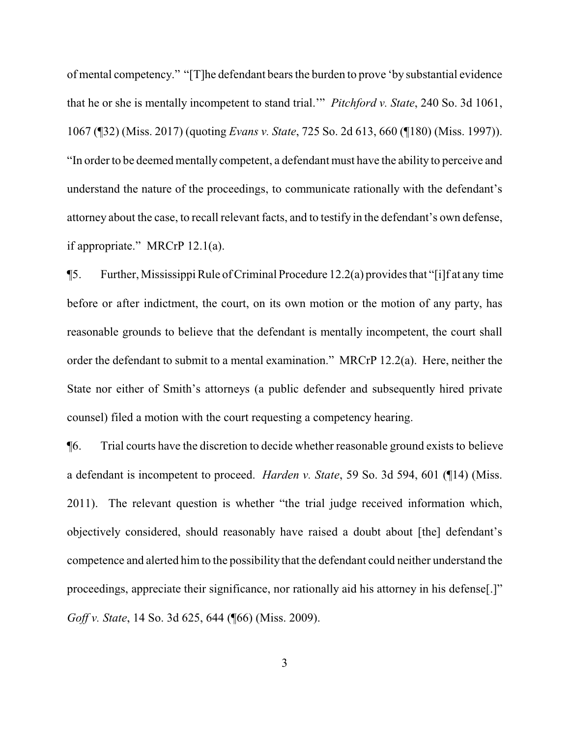of mental competency." "[T]he defendant bears the burden to prove 'by substantial evidence that he or she is mentally incompetent to stand trial.'" *Pitchford v. State*, 240 So. 3d 1061, 1067 (¶32) (Miss. 2017) (quoting *Evans v. State*, 725 So. 2d 613, 660 (¶180) (Miss. 1997)). "In order to be deemed mentally competent, a defendant must have the ability to perceive and understand the nature of the proceedings, to communicate rationally with the defendant's attorney about the case, to recall relevant facts, and to testify in the defendant's own defense, if appropriate." MRCrP 12.1(a).

¶5. Further, Mississippi Rule of Criminal Procedure 12.2(a) provides that "[i]f at any time before or after indictment, the court, on its own motion or the motion of any party, has reasonable grounds to believe that the defendant is mentally incompetent, the court shall order the defendant to submit to a mental examination." MRCrP 12.2(a). Here, neither the State nor either of Smith's attorneys (a public defender and subsequently hired private counsel) filed a motion with the court requesting a competency hearing.

¶6. Trial courts have the discretion to decide whether reasonable ground exists to believe a defendant is incompetent to proceed. *Harden v. State*, 59 So. 3d 594, 601 (¶14) (Miss. 2011). The relevant question is whether "the trial judge received information which, objectively considered, should reasonably have raised a doubt about [the] defendant's competence and alerted him to the possibility that the defendant could neither understand the proceedings, appreciate their significance, nor rationally aid his attorney in his defense[.]" *Goff v. State*, 14 So. 3d 625, 644 (¶66) (Miss. 2009).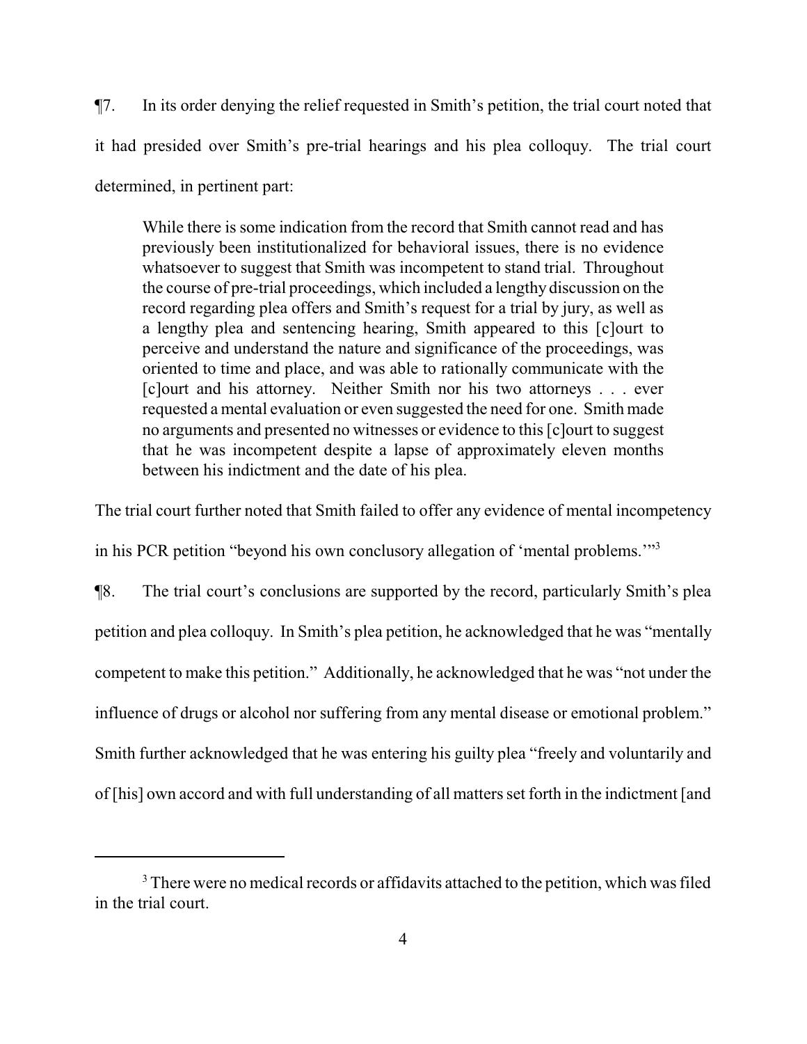¶7. In its order denying the relief requested in Smith's petition, the trial court noted that it had presided over Smith's pre-trial hearings and his plea colloquy. The trial court determined, in pertinent part:

> While there is some indication from the record that Smith cannot read and has previously been institutionalized for behavioral issues, there is no evidence whatsoever to suggest that Smith was incompetent to stand trial. Throughout the course of pre-trial proceedings, which included a lengthy discussion on the record regarding plea offers and Smith's request for a trial by jury, as well as a lengthy plea and sentencing hearing, Smith appeared to this [c]ourt to perceive and understand the nature and significance of the proceedings, was oriented to time and place, and was able to rationally communicate with the [c]ourt and his attorney. Neither Smith nor his two attorneys . . . ever requested a mental evaluation or even suggested the need for one. Smith made no arguments and presented no witnesses or evidence to this [c]ourt to suggest that he was incompetent despite a lapse of approximately eleven months between his indictment and the date of his plea.

The trial court further noted that Smith failed to offer any evidence of mental incompetency in his PCR petition "beyond his own conclusory allegation of 'mental problems.'"[3]

¶8. The trial court's conclusions are supported by the record, particularly Smith's plea petition and plea colloquy. In Smith's plea petition, he acknowledged that he was "mentally competent to make this petition." Additionally, he acknowledged that he was "not under the influence of drugs or alcohol nor suffering from any mental disease or emotional problem." Smith further acknowledged that he was entering his guilty plea "freely and voluntarily and of [his] own accord and with full understanding of all matters set forth in the indictment [and

[3] There were no medical records or affidavits attached to the petition, which was filed in the trial court.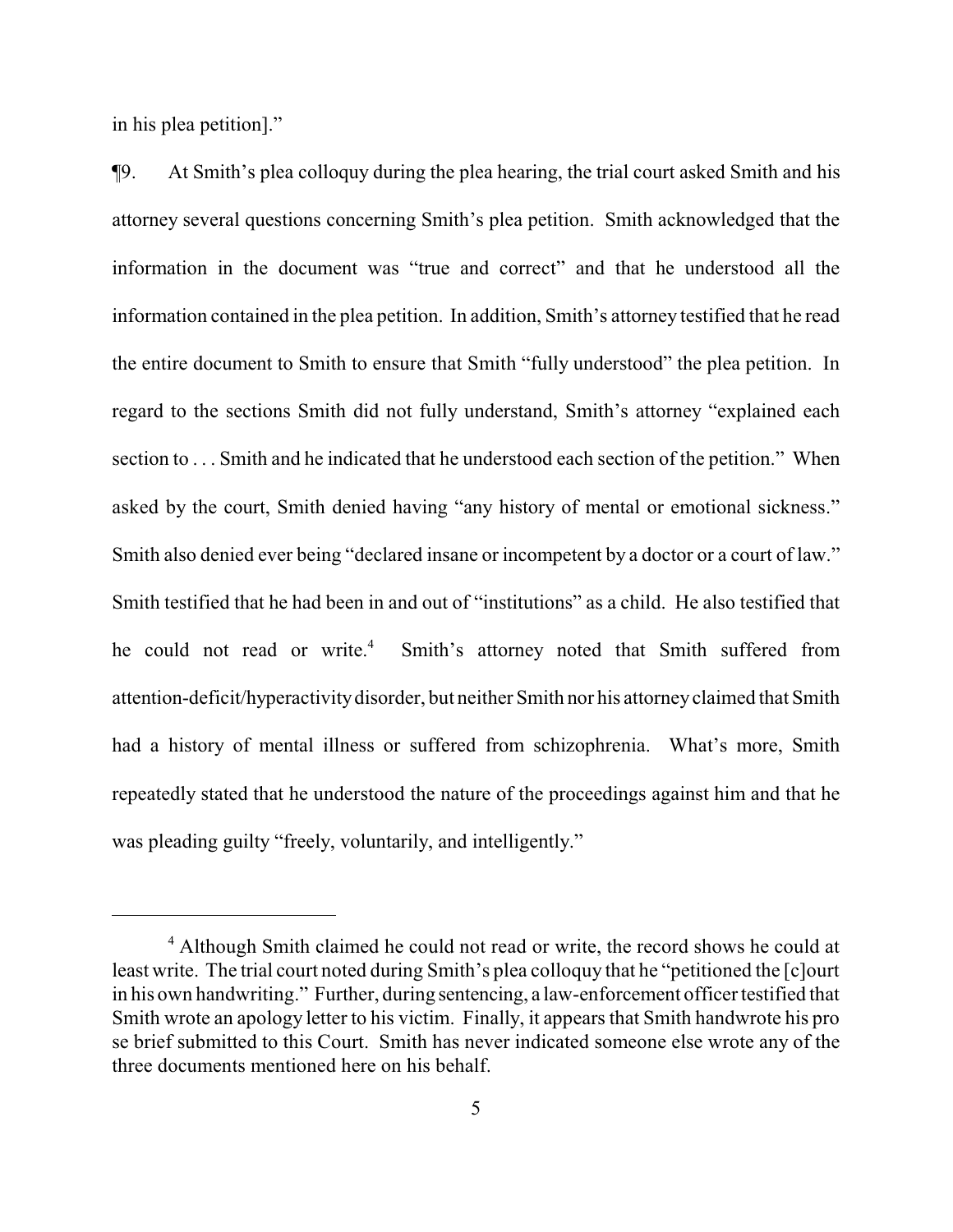in his plea petition]."

¶9. At Smith's plea colloquy during the plea hearing, the trial court asked Smith and his attorney several questions concerning Smith's plea petition. Smith acknowledged that the information in the document was "true and correct" and that he understood all the information contained in the plea petition. In addition, Smith's attorney testified that he read the entire document to Smith to ensure that Smith "fully understood" the plea petition. In regard to the sections Smith did not fully understand, Smith's attorney "explained each section to . . . Smith and he indicated that he understood each section of the petition." When asked by the court, Smith denied having "any history of mental or emotional sickness." Smith also denied ever being "declared insane or incompetent by a doctor or a court of law." Smith testified that he had been in and out of "institutions" as a child. He also testified that he could not read or write.[4] Smith's attorney noted that Smith suffered from attention-deficit/hyperactivity disorder, but neither Smith nor his attorney claimed that Smith had a history of mental illness or suffered from schizophrenia. What's more, Smith repeatedly stated that he understood the nature of the proceedings against him and that he was pleading guilty "freely, voluntarily, and intelligently."

---

[4] Although Smith claimed he could not read or write, the record shows he could at least write. The trial court noted during Smith's plea colloquy that he "petitioned the [c]ourt in his own handwriting." Further, during sentencing, a law-enforcement officer testified that Smith wrote an apology letter to his victim. Finally, it appears that Smith handwrote his pro se brief submitted to this Court. Smith has never indicated someone else wrote any of the three documents mentioned here on his behalf.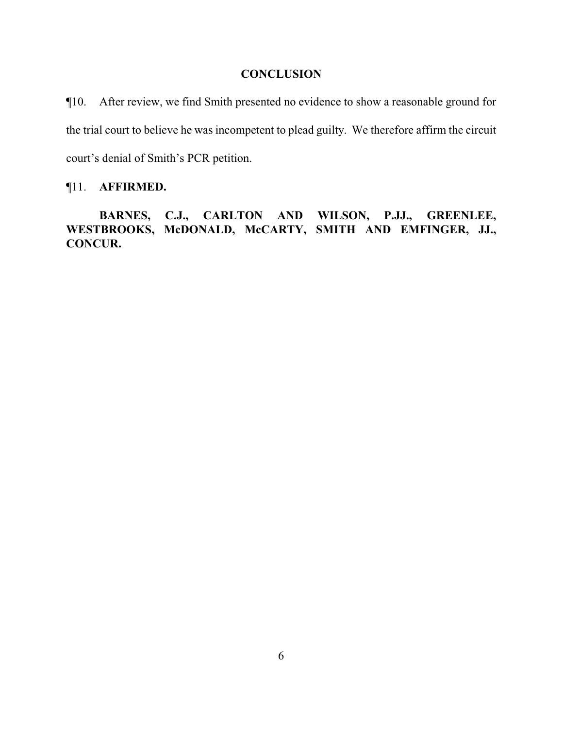## CONCLUSION

¶10. After review, we find Smith presented no evidence to show a reasonable ground for the trial court to believe he was incompetent to plead guilty. We therefore affirm the circuit court's denial of Smith's PCR petition.

¶11. **AFFIRMED.**

**BARNES, C.J., CARLTON AND WILSON, P.JJ., GREENLEE, WESTBROOKS, McDONALD, McCARTY, SMITH AND EMFINGER, JJ., CONCUR.**